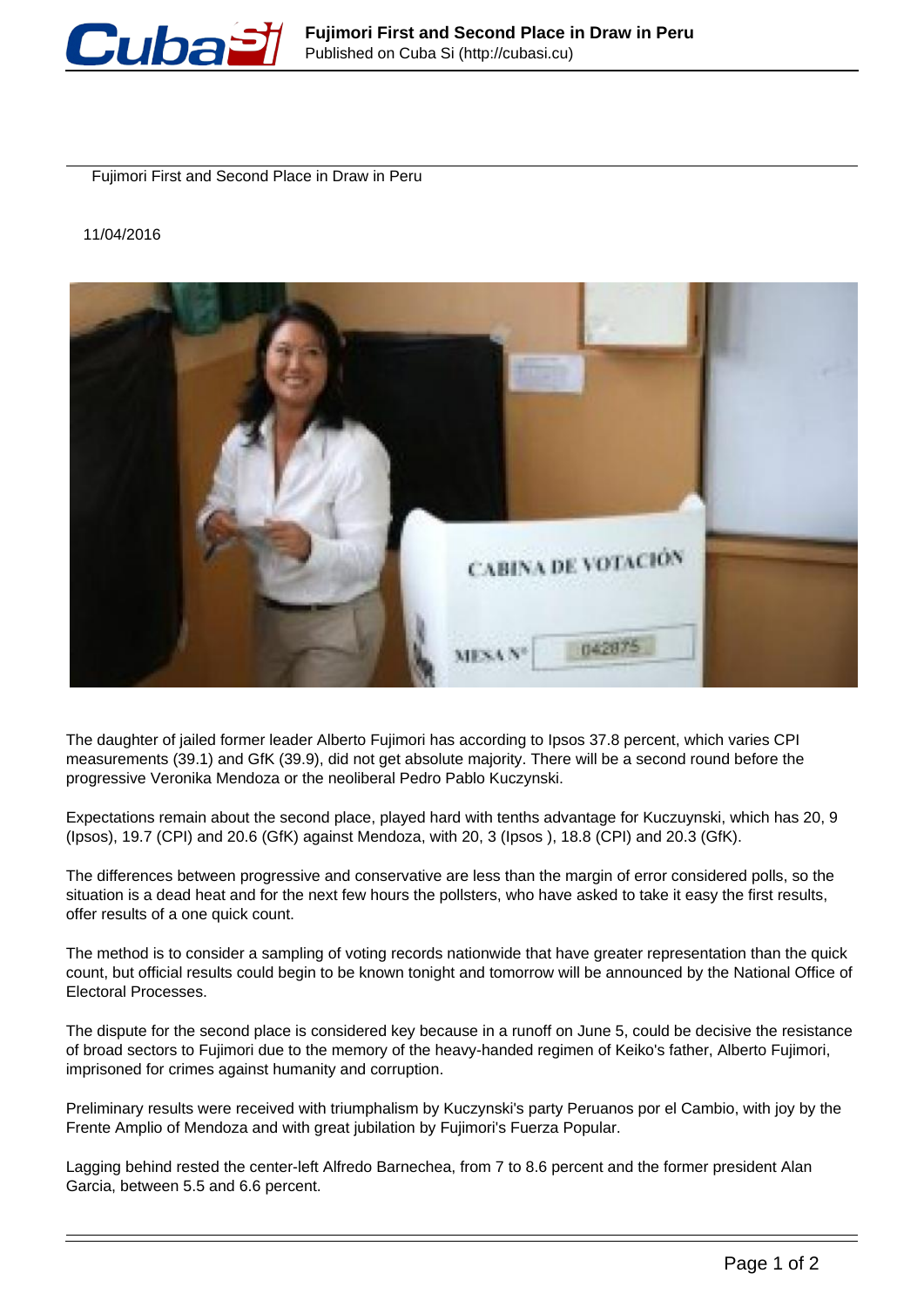Fujimori First and Second Place in Draw in Peru

11/04/2016

The daughter of jailed former leader Alberto Fujimori has according to Ipsos 37.8 percent, which varies CPI measurements (39.1) and GfK (39.9), did not get absolute majority. There will be a second round before the progressive Veronika Mendoza or the neoliberal Pedro Pablo Kuczynski.

Expectations remain about the second place, played hard with tenths advantage for Kuczuynski, which has 20, 9 (Ipsos), 19.7 (CPI) and 20.6 (GfK) against Mendoza, with 20, 3 (Ipsos ), 18.8 (CPI) and 20.3 (GfK).

The differences between progressive and conservative are less than the margin of error considered polls, so the situation is a dead heat and for the next few hours the pollsters, who have asked to take it easy the first results, offer results of a one quick count.

The method is to consider a sampling of voting records nationwide that have greater representation than the quick count, but official results could begin to be known tonight and tomorrow will be announced by the National Office of Electoral Processes.

The dispute for the second place is considered key because in a runoff on June 5, could be decisive the resistance of broad sectors to Fujimori due to the memory of the heavy-handed regimen of Keiko's father, Alberto Fujimori, imprisoned for crimes against humanity and corruption.

Preliminary results were received with triumphalism by Kuczynski's party Peruanos por el Cambio, with joy by the Frente Amplio of Mendoza and with great jubilation by Fujimori's Fuerza Popular.

Lagging behind rested the center-left Alfredo Barnechea, from 7 to 8.6 percent and the former president Alan Garcia, between 5.5 and 6.6 percent.